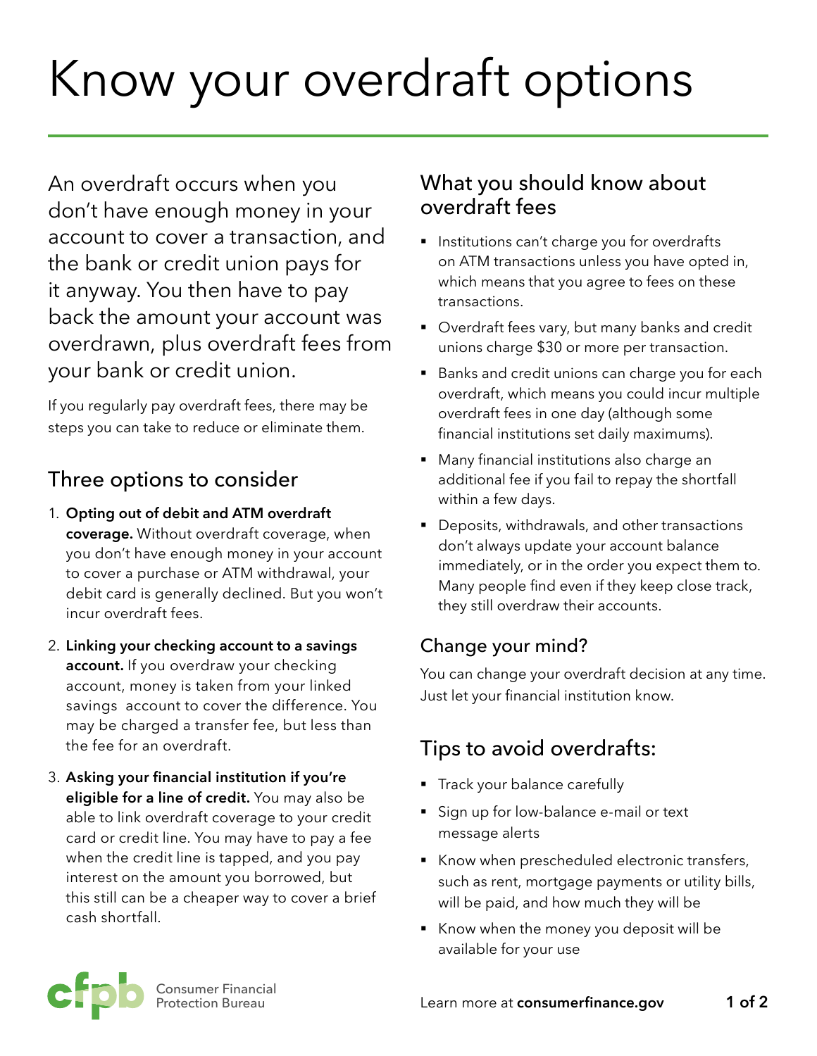# Know your overdraft options

An overdraft occurs when you don't have enough money in your account to cover a transaction, and the bank or credit union pays for it anyway. You then have to pay back the amount your account was overdrawn, plus overdraft fees from your bank or credit union.

If you regularly pay overdraft fees, there may be steps you can take to reduce or eliminate them.

## Three options to consider

1. **Opting out of debit and ATM overdraft coverage.** Without overdraft coverage, when you don't have enough money in your account to cover a purchase or ATM withdrawal, your debit card is generally declined. But you won't incur overdraft fees.
2. **Linking your checking account to a savings account.** If you overdraw your checking account, money is taken from your linked savings account to cover the difference. You may be charged a transfer fee, but less than the fee for an overdraft.
3. **Asking your financial institution if you're eligible for a line of credit.** You may also be able to link overdraft coverage to your credit card or credit line. You may have to pay a fee when the credit line is tapped, and you pay interest on the amount you borrowed, but this still can be a cheaper way to cover a brief cash shortfall.

## What you should know about overdraft fees

- Institutions can't charge you for overdrafts on ATM transactions unless you have opted in, which means that you agree to fees on these transactions.
- Overdraft fees vary, but many banks and credit unions charge $30 or more per transaction.
- Banks and credit unions can charge you for each overdraft, which means you could incur multiple overdraft fees in one day (although some financial institutions set daily maximums).
- Many financial institutions also charge an additional fee if you fail to repay the shortfall within a few days.
- Deposits, withdrawals, and other transactions don't always update your account balance immediately, or in the order you expect them to. Many people find even if they keep close track, they still overdraw their accounts.

### Change your mind?

You can change your overdraft decision at any time. Just let your financial institution know.

## Tips to avoid overdrafts:

- Track your balance carefully
- Sign up for low-balance e-mail or text message alerts
- Know when prescheduled electronic transfers, such as rent, mortgage payments or utility bills, will be paid, and how much they will be
- Know when the money you deposit will be available for your use

Consumer Financial Protection Bureau

Learn more at **consumerfinance.gov**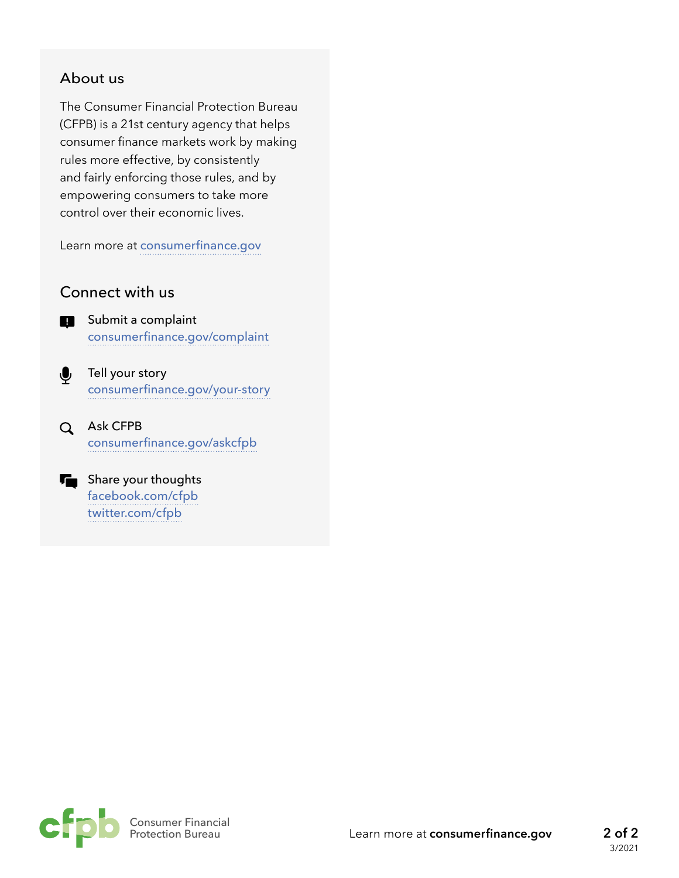## About us

The Consumer Financial Protection Bureau (CFPB) is a 21st century agency that helps consumer finance markets work by making rules more effective, by consistently and fairly enforcing those rules, and by empowering consumers to take more control over their economic lives.

Learn more at consumerfinance.gov

## Connect with us

Submit a complaint
consumerfinance.gov/complaint

Tell your story
consumerfinance.gov/your-story

Ask CFPB
consumerfinance.gov/askcfpb

Share your thoughts
facebook.com/cfpb
twitter.com/cfpb